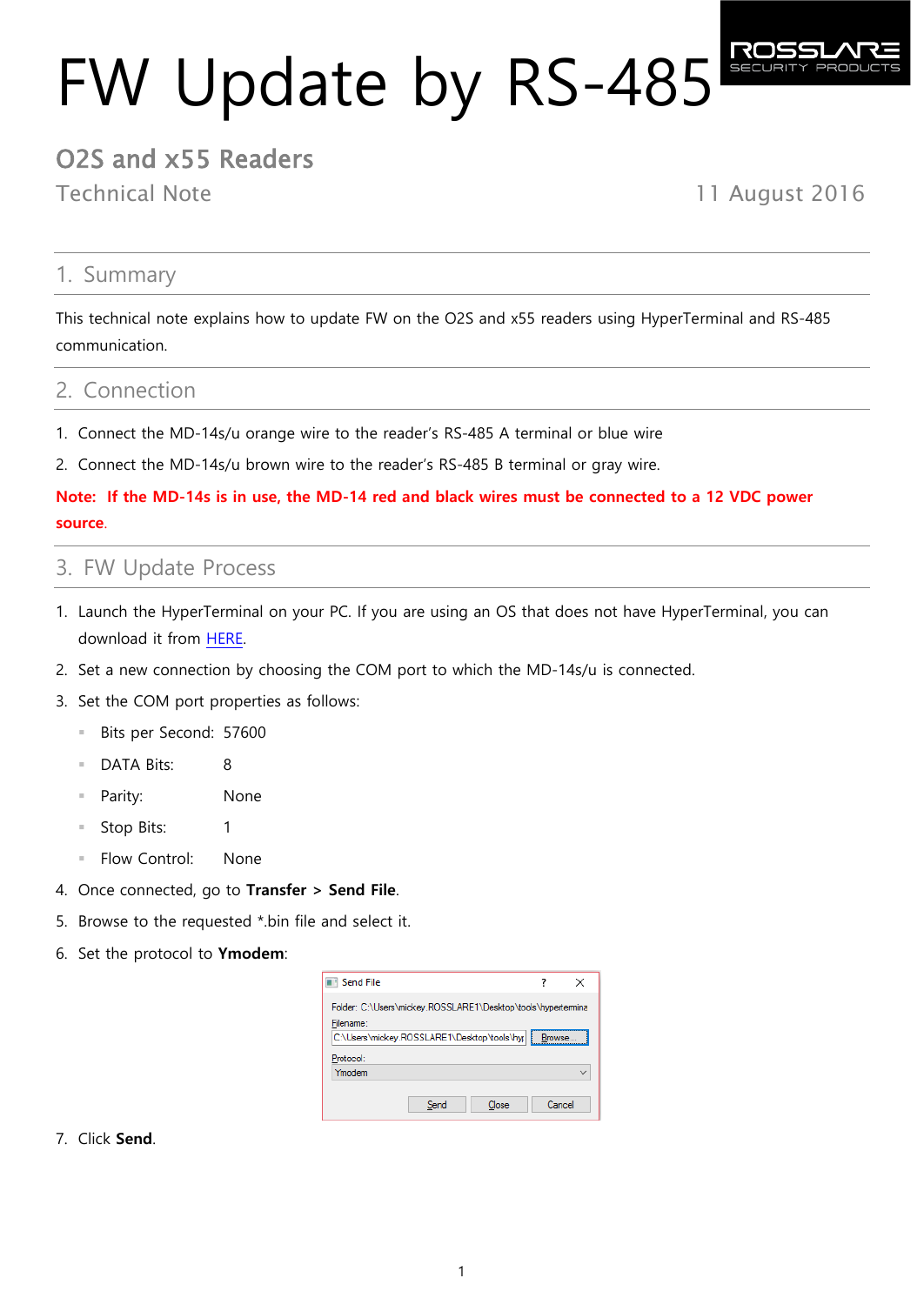# FW Update by RS-485

ROSSLARE SECURITY PRODUCTS

## O2S and x55 Readers

Technical Note

11 August 2016

## 1. Summary

This technical note explains how to update FW on the O2S and x55 readers using HyperTerminal and RS-485 communication.

## 2. Connection

1. Connect the MD-14s/u orange wire to the reader's RS-485 A terminal or blue wire
2. Connect the MD-14s/u brown wire to the reader's RS-485 B terminal or gray wire.

**Note: If the MD-14s is in use, the MD-14 red and black wires must be connected to a 12 VDC power source.**

## 3. FW Update Process

1. Launch the HyperTerminal on your PC. If you are using an OS that does not have HyperTerminal, you can download it from HERE.
2. Set a new connection by choosing the COM port to which the MD-14s/u is connected.
3. Set the COM port properties as follows:
   - Bits per Second: 57600
   - DATA Bits: 8
   - Parity: None
   - Stop Bits: 1
   - Flow Control: None
4. Once connected, go to **Transfer** > **Send File**.
5. Browse to the requested *.bin file and select it.
6. Set the protocol to **Ymodem**:
7. Click **Send**.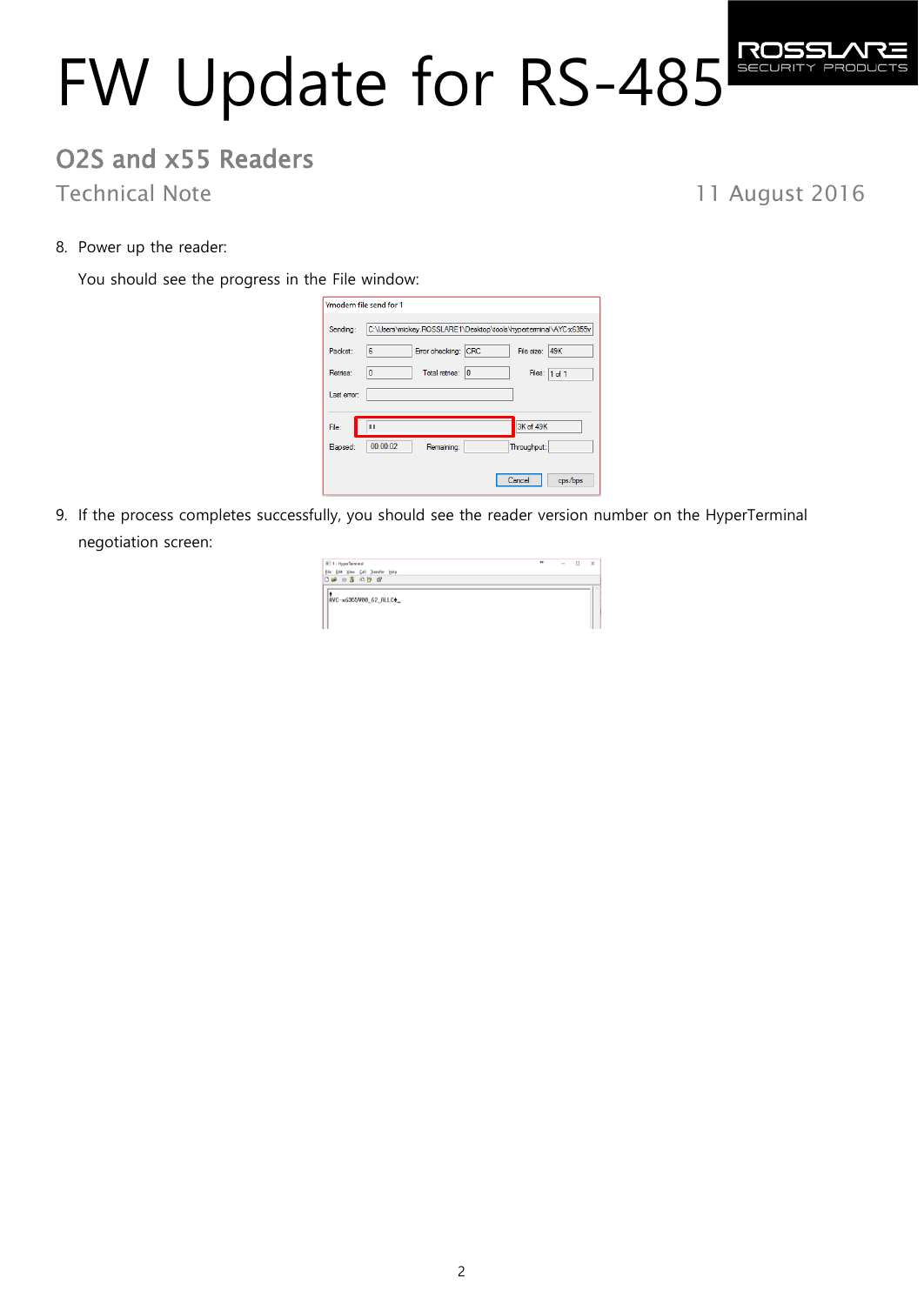8. Power up the reader:

   You should see the progress in the File window:

9. If the process completes successfully, you should see the reader version number on the HyperTerminal negotiation screen: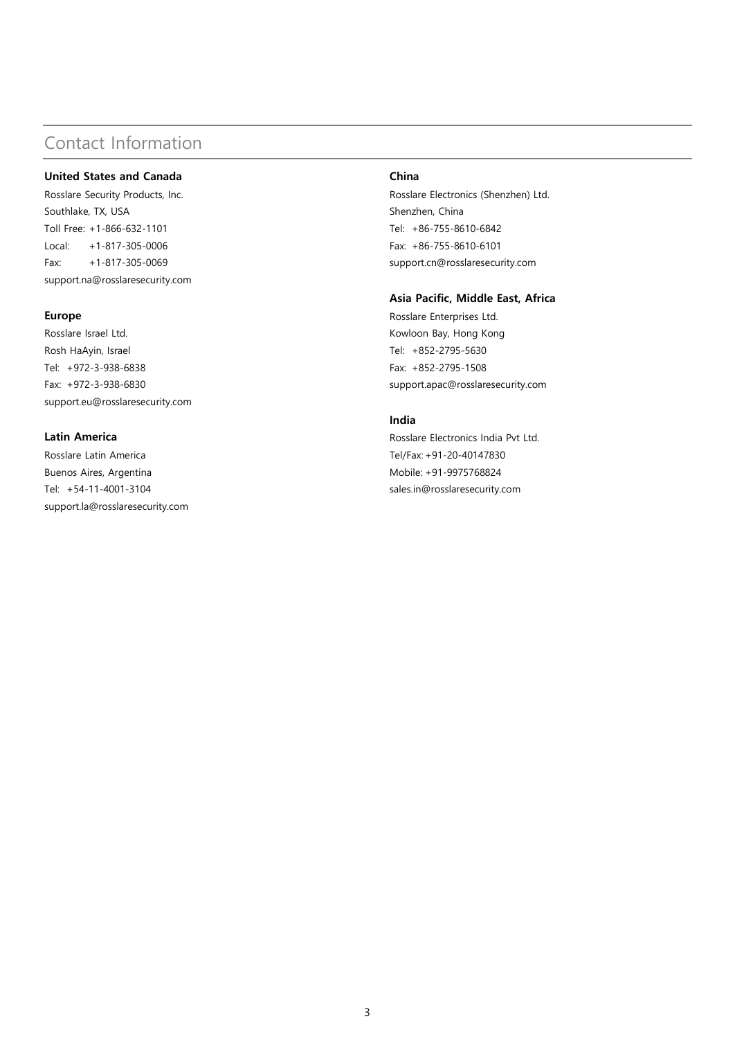# Contact Information

**United States and Canada**

Rosslare Security Products, Inc.
Southlake, TX, USA
Toll Free: +1-866-632-1101
Local: +1-817-305-0006
Fax: +1-817-305-0069
support.na@rosslaresecurity.com

**Europe**

Rosslare Israel Ltd.
Rosh HaAyin, Israel
Tel: +972-3-938-6838
Fax: +972-3-938-6830
support.eu@rosslaresecurity.com

**Latin America**

Rosslare Latin America
Buenos Aires, Argentina
Tel: +54-11-4001-3104
support.la@rosslaresecurity.com

**China**

Rosslare Electronics (Shenzhen) Ltd.
Shenzhen, China
Tel: +86-755-8610-6842
Fax: +86-755-8610-6101
support.cn@rosslaresecurity.com

**Asia Pacific, Middle East, Africa**

Rosslare Enterprises Ltd.
Kowloon Bay, Hong Kong
Tel: +852-2795-5630
Fax: +852-2795-1508
support.apac@rosslaresecurity.com

**India**

Rosslare Electronics India Pvt Ltd.
Tel/Fax: +91-20-40147830
Mobile: +91-9975768824
sales.in@rosslaresecurity.com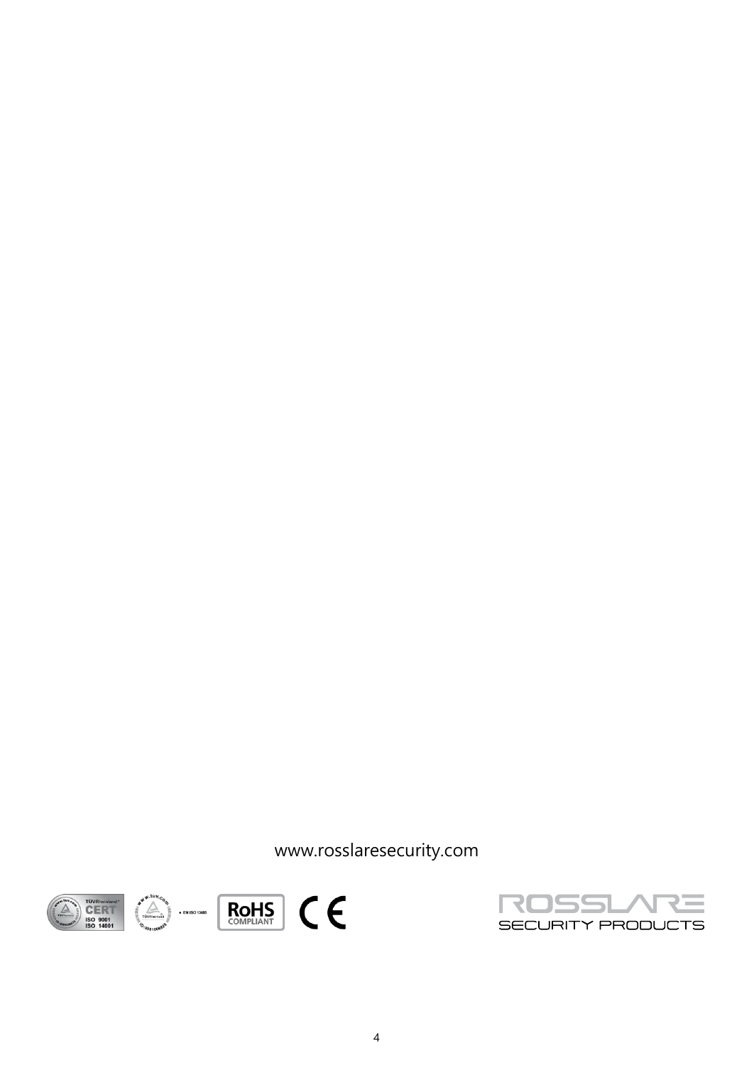www.rosslaresecurity.com